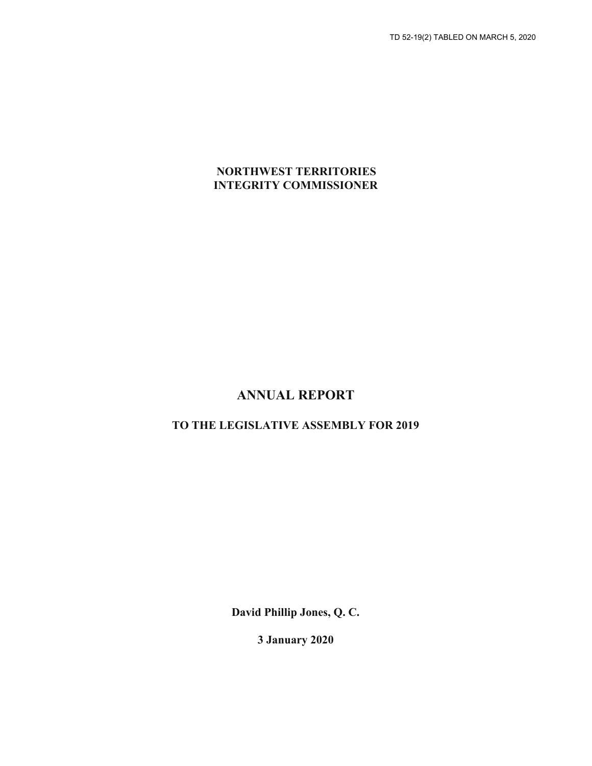TD 52-19(2) TABLED ON MARCH 5, 2020

**NORTHWEST TERRITORIES**
**INTEGRITY COMMISSIONER**

# ANNUAL REPORT

## TO THE LEGISLATIVE ASSEMBLY FOR 2019

**David Phillip Jones, Q. C.**

**3 January 2020**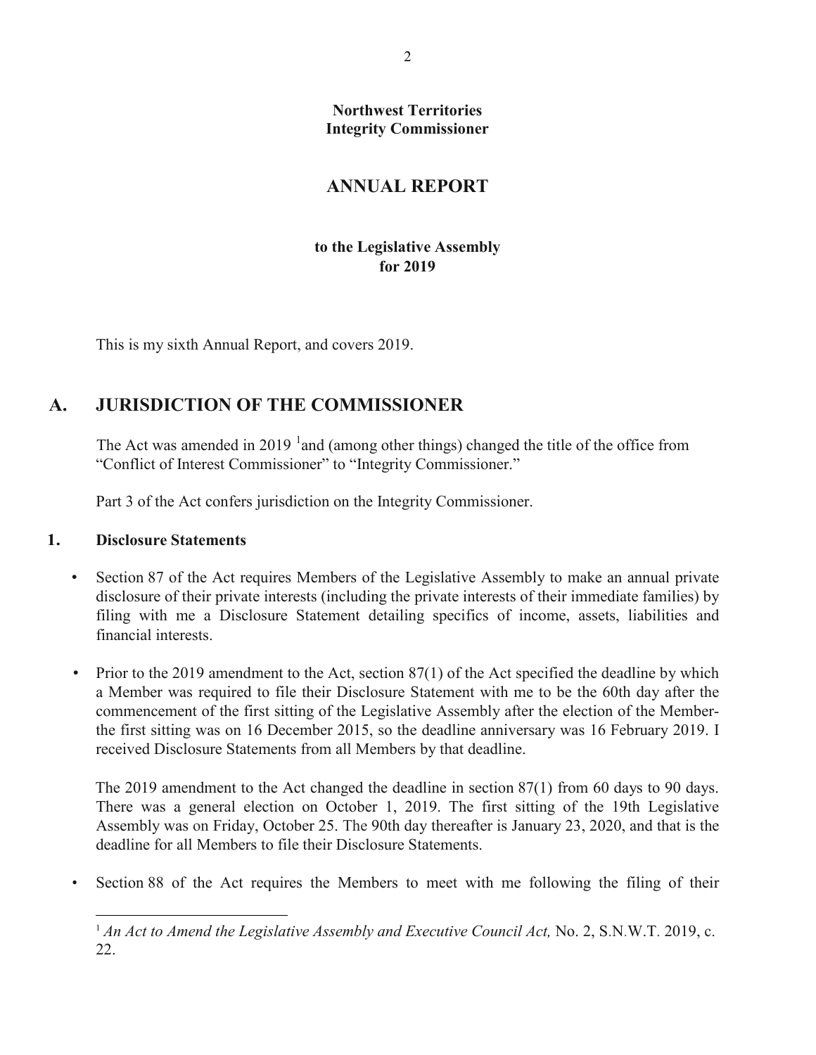**Northwest Territories**
**Integrity Commissioner**

## ANNUAL REPORT

**to the Legislative Assembly**
**for 2019**

This is my sixth Annual Report, and covers 2019.

# A. JURISDICTION OF THE COMMISSIONER

The Act was amended in 2019 [1] and (among other things) changed the title of the office from "Conflict of Interest Commissioner" to "Integrity Commissioner."

Part 3 of the Act confers jurisdiction on the Integrity Commissioner.

### 1. Disclosure Statements

- Section 87 of the Act requires Members of the Legislative Assembly to make an annual private disclosure of their private interests (including the private interests of their immediate families) by filing with me a Disclosure Statement detailing specifics of income, assets, liabilities and financial interests.

- Prior to the 2019 amendment to the Act, section 87(1) of the Act specified the deadline by which a Member was required to file their Disclosure Statement with me to be the 60th day after the commencement of the first sitting of the Legislative Assembly after the election of the Member- the first sitting was on 16 December 2015, so the deadline anniversary was 16 February 2019. I received Disclosure Statements from all Members by that deadline.

  The 2019 amendment to the Act changed the deadline in section 87(1) from 60 days to 90 days. There was a general election on October 1, 2019. The first sitting of the 19th Legislative Assembly was on Friday, October 25. The 90th day thereafter is January 23, 2020, and that is the deadline for all Members to file their Disclosure Statements.

- Section 88 of the Act requires the Members to meet with me following the filing of their

---

[1] *An Act to Amend the Legislative Assembly and Executive Council Act,* No. 2, S.N.W.T. 2019, c. 22.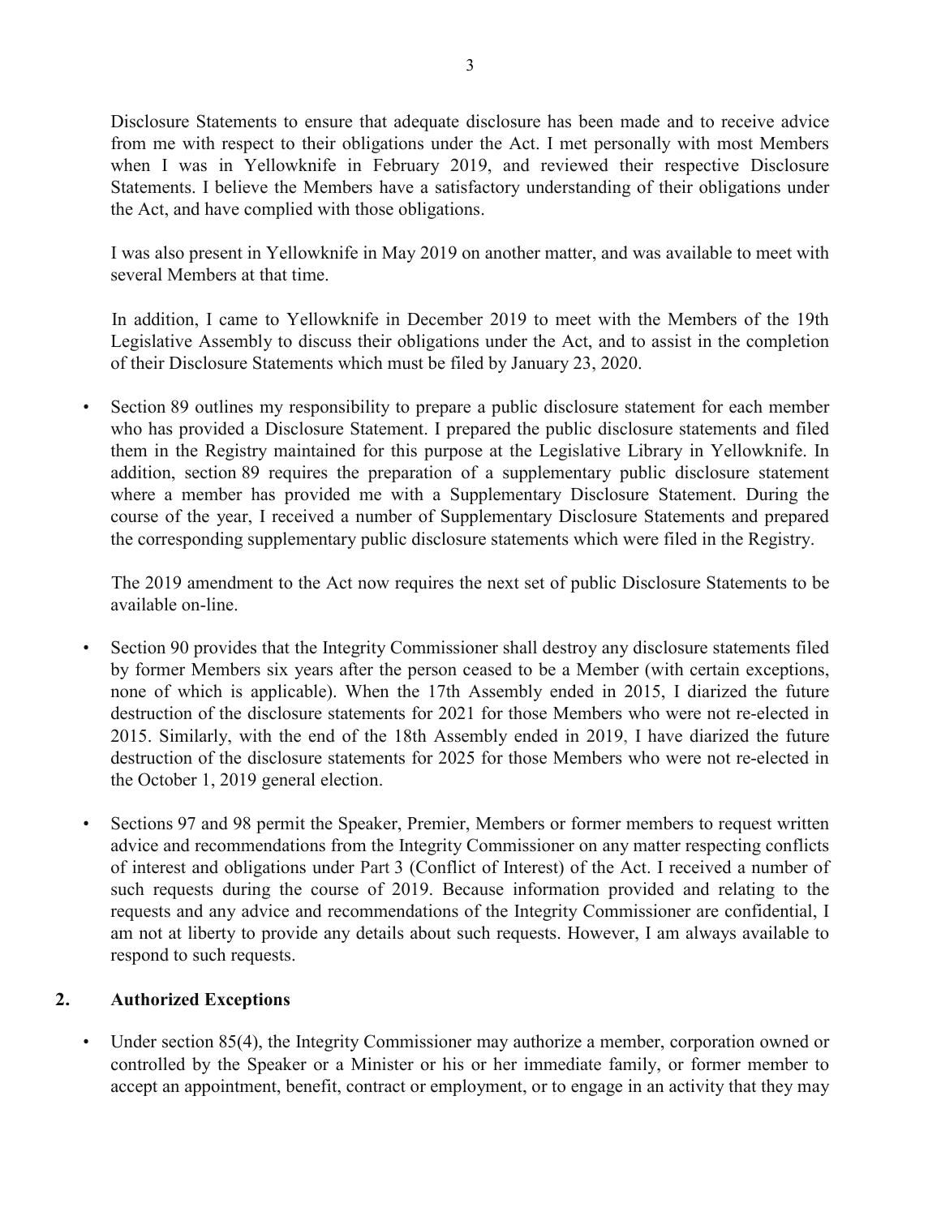Disclosure Statements to ensure that adequate disclosure has been made and to receive advice from me with respect to their obligations under the Act. I met personally with most Members when I was in Yellowknife in February 2019, and reviewed their respective Disclosure Statements. I believe the Members have a satisfactory understanding of their obligations under the Act, and have complied with those obligations.

I was also present in Yellowknife in May 2019 on another matter, and was available to meet with several Members at that time.

In addition, I came to Yellowknife in December 2019 to meet with the Members of the 19th Legislative Assembly to discuss their obligations under the Act, and to assist in the completion of their Disclosure Statements which must be filed by January 23, 2020.

- Section 89 outlines my responsibility to prepare a public disclosure statement for each member who has provided a Disclosure Statement. I prepared the public disclosure statements and filed them in the Registry maintained for this purpose at the Legislative Library in Yellowknife. In addition, section 89 requires the preparation of a supplementary public disclosure statement where a member has provided me with a Supplementary Disclosure Statement. During the course of the year, I received a number of Supplementary Disclosure Statements and prepared the corresponding supplementary public disclosure statements which were filed in the Registry.

  The 2019 amendment to the Act now requires the next set of public Disclosure Statements to be available on-line.

- Section 90 provides that the Integrity Commissioner shall destroy any disclosure statements filed by former Members six years after the person ceased to be a Member (with certain exceptions, none of which is applicable). When the 17th Assembly ended in 2015, I diarized the future destruction of the disclosure statements for 2021 for those Members who were not re-elected in 2015. Similarly, with the end of the 18th Assembly ended in 2019, I have diarized the future destruction of the disclosure statements for 2025 for those Members who were not re-elected in the October 1, 2019 general election.

- Sections 97 and 98 permit the Speaker, Premier, Members or former members to request written advice and recommendations from the Integrity Commissioner on any matter respecting conflicts of interest and obligations under Part 3 (Conflict of Interest) of the Act. I received a number of such requests during the course of 2019. Because information provided and relating to the requests and any advice and recommendations of the Integrity Commissioner are confidential, I am not at liberty to provide any details about such requests. However, I am always available to respond to such requests.

## 2. Authorized Exceptions

- Under section 85(4), the Integrity Commissioner may authorize a member, corporation owned or controlled by the Speaker or a Minister or his or her immediate family, or former member to accept an appointment, benefit, contract or employment, or to engage in an activity that they may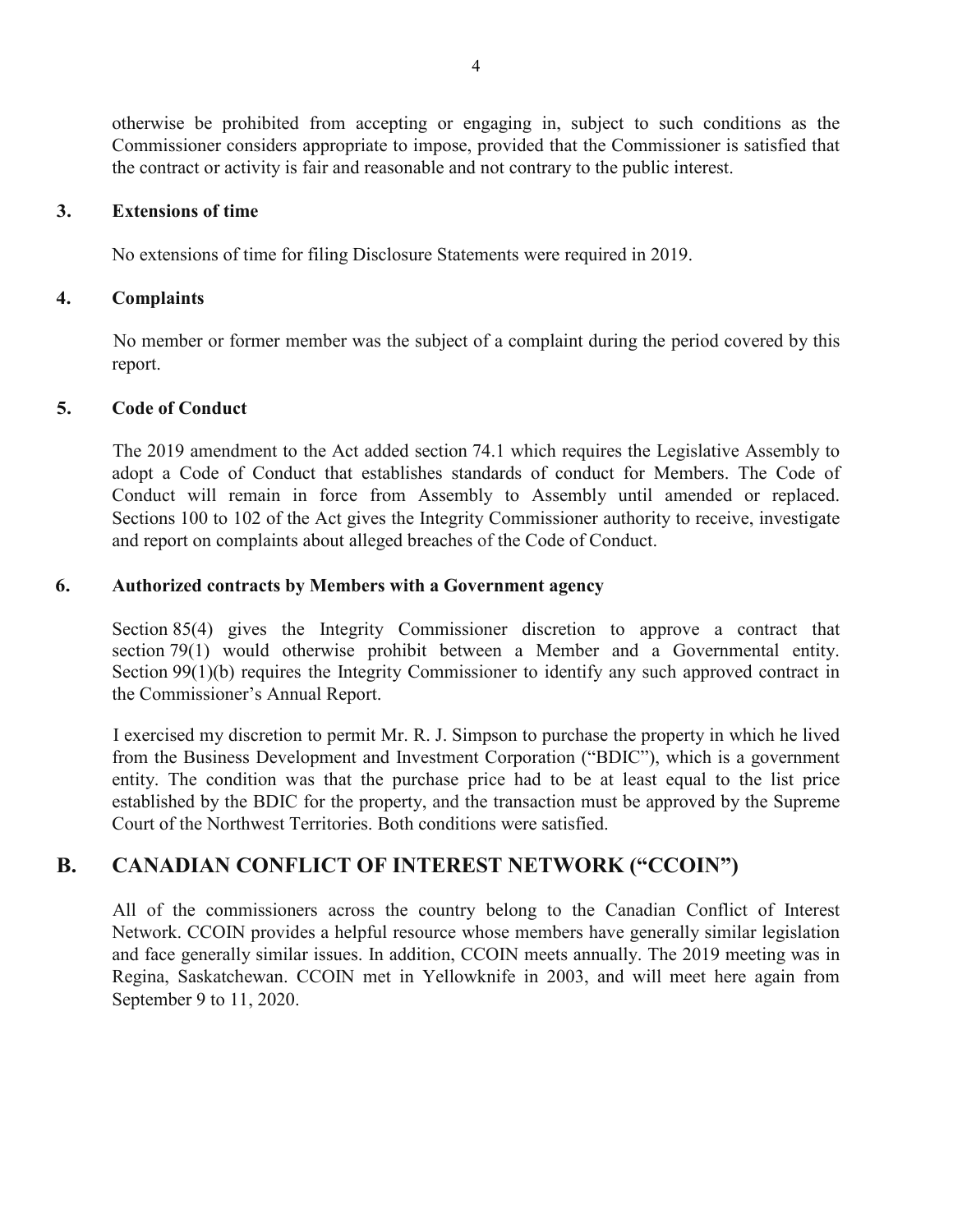otherwise be prohibited from accepting or engaging in, subject to such conditions as the Commissioner considers appropriate to impose, provided that the Commissioner is satisfied that the contract or activity is fair and reasonable and not contrary to the public interest.

### 3. Extensions of time

No extensions of time for filing Disclosure Statements were required in 2019.

### 4. Complaints

No member or former member was the subject of a complaint during the period covered by this report.

### 5. Code of Conduct

The 2019 amendment to the Act added section 74.1 which requires the Legislative Assembly to adopt a Code of Conduct that establishes standards of conduct for Members. The Code of Conduct will remain in force from Assembly to Assembly until amended or replaced. Sections 100 to 102 of the Act gives the Integrity Commissioner authority to receive, investigate and report on complaints about alleged breaches of the Code of Conduct.

### 6. Authorized contracts by Members with a Government agency

Section 85(4) gives the Integrity Commissioner discretion to approve a contract that section 79(1) would otherwise prohibit between a Member and a Governmental entity. Section 99(1)(b) requires the Integrity Commissioner to identify any such approved contract in the Commissioner's Annual Report.

I exercised my discretion to permit Mr. R. J. Simpson to purchase the property in which he lived from the Business Development and Investment Corporation ("BDIC"), which is a government entity. The condition was that the purchase price had to be at least equal to the list price established by the BDIC for the property, and the transaction must be approved by the Supreme Court of the Northwest Territories. Both conditions were satisfied.

## B. CANADIAN CONFLICT OF INTEREST NETWORK ("CCOIN")

All of the commissioners across the country belong to the Canadian Conflict of Interest Network. CCOIN provides a helpful resource whose members have generally similar legislation and face generally similar issues. In addition, CCOIN meets annually. The 2019 meeting was in Regina, Saskatchewan. CCOIN met in Yellowknife in 2003, and will meet here again from September 9 to 11, 2020.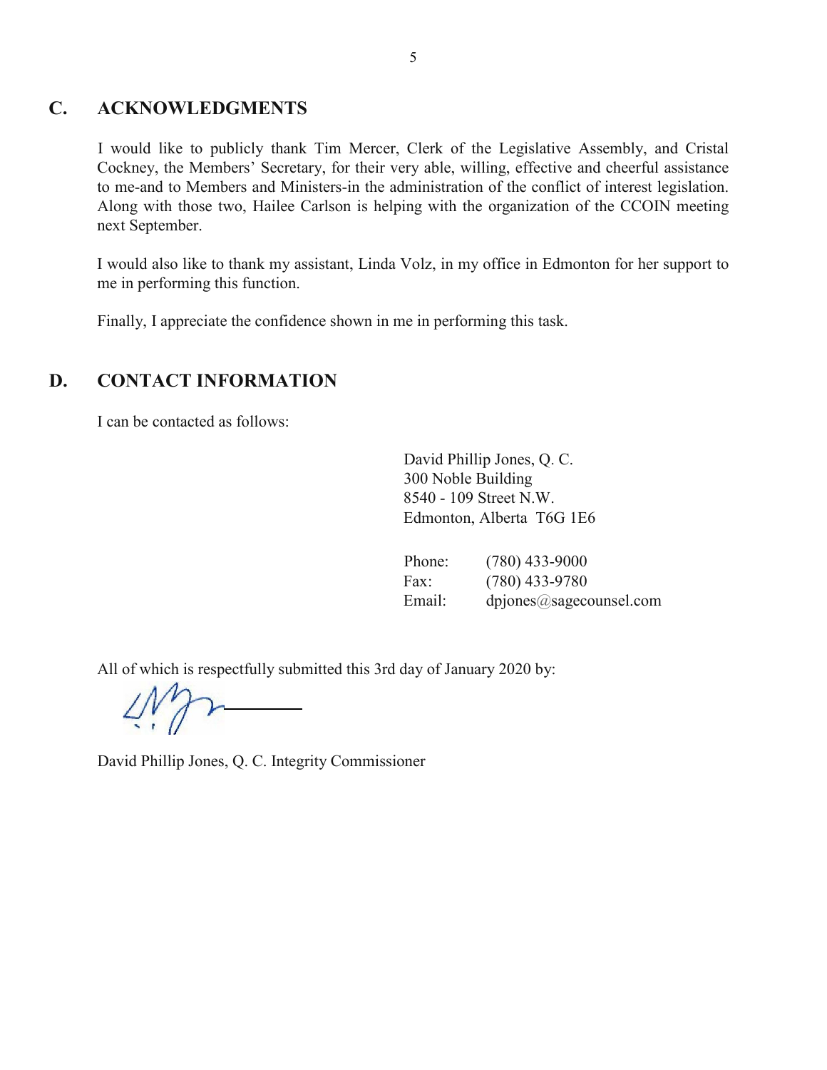## C. ACKNOWLEDGMENTS

I would like to publicly thank Tim Mercer, Clerk of the Legislative Assembly, and Cristal Cockney, the Members' Secretary, for their very able, willing, effective and cheerful assistance to me-and to Members and Ministers-in the administration of the conflict of interest legislation. Along with those two, Hailee Carlson is helping with the organization of the CCOIN meeting next September.

I would also like to thank my assistant, Linda Volz, in my office in Edmonton for her support to me in performing this function.

Finally, I appreciate the confidence shown in me in performing this task.

## D. CONTACT INFORMATION

I can be contacted as follows:

David Phillip Jones, Q. C.  
300 Noble Building  
8540 - 109 Street N.W.  
Edmonton, Alberta T6G 1E6

Phone: (780) 433-9000  
Fax: (780) 433-9780  
Email: dpjones@sagecounsel.com

All of which is respectfully submitted this 3rd day of January 2020 by:

David Phillip Jones, Q. C. Integrity Commissioner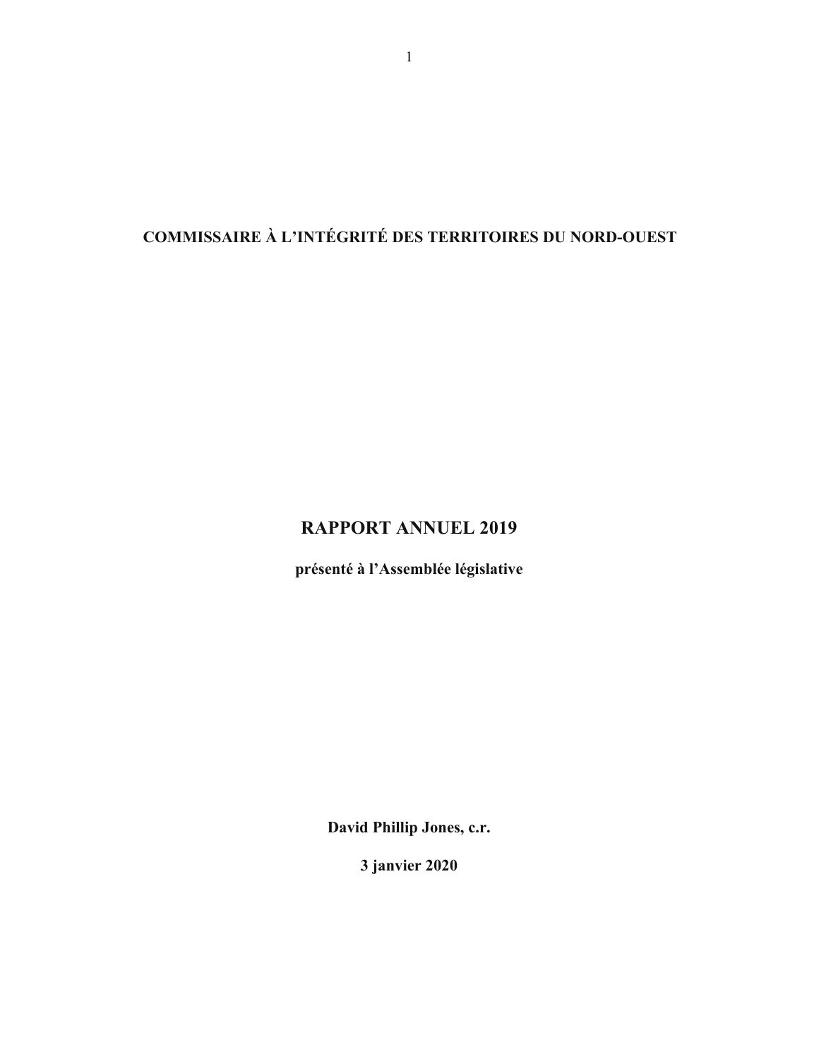**COMMISSAIRE À L'INTÉGRITÉ DES TERRITOIRES DU NORD-OUEST**

# RAPPORT ANNUEL 2019

**présenté à l'Assemblée législative**

**David Phillip Jones, c.r.**

**3 janvier 2020**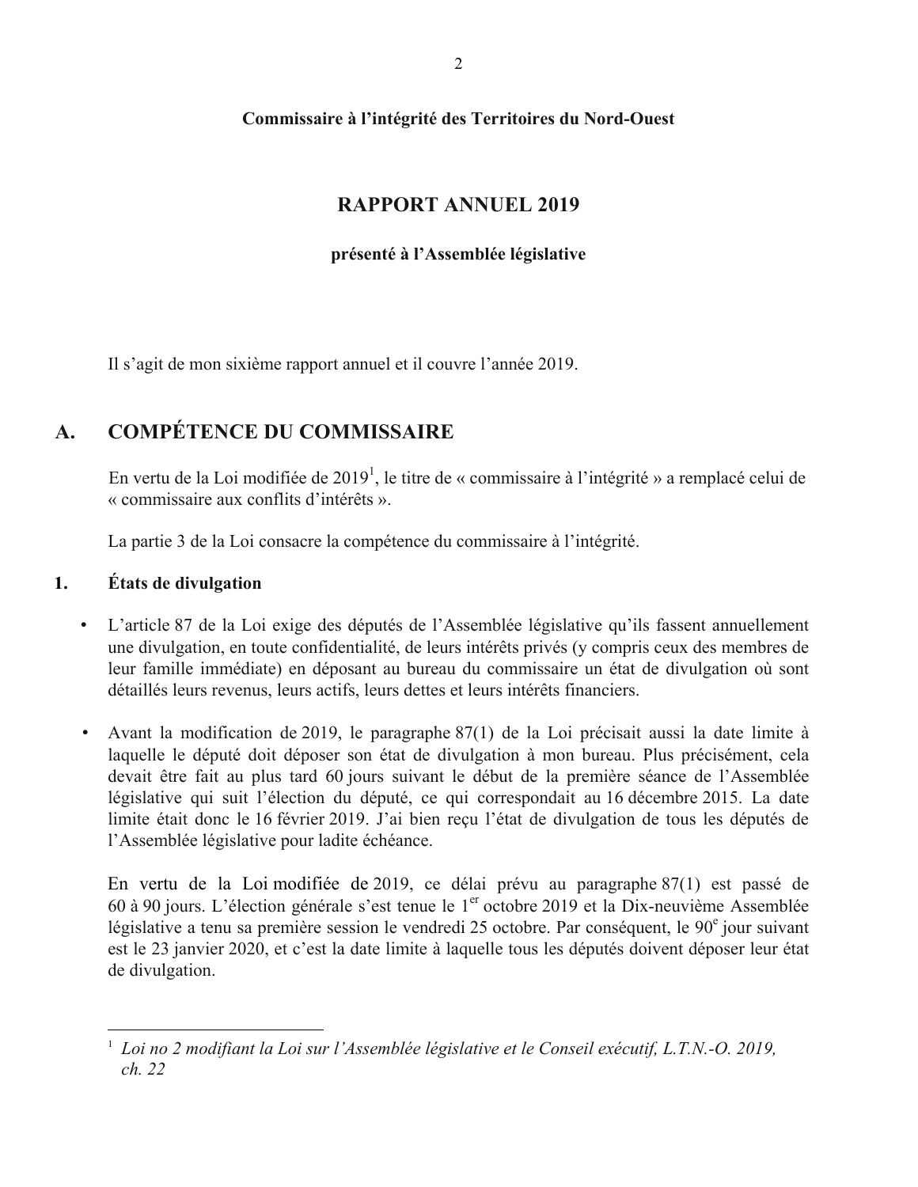**Commissaire à l'intégrité des Territoires du Nord-Ouest**

# RAPPORT ANNUEL 2019

**présenté à l'Assemblée législative**

Il s'agit de mon sixième rapport annuel et il couvre l'année 2019.

## A. COMPÉTENCE DU COMMISSAIRE

En vertu de la Loi modifiée de 2019[1], le titre de « commissaire à l'intégrité » a remplacé celui de « commissaire aux conflits d'intérêts ».

La partie 3 de la Loi consacre la compétence du commissaire à l'intégrité.

### 1. États de divulgation

- L'article 87 de la Loi exige des députés de l'Assemblée législative qu'ils fassent annuellement une divulgation, en toute confidentialité, de leurs intérêts privés (y compris ceux des membres de leur famille immédiate) en déposant au bureau du commissaire un état de divulgation où sont détaillés leurs revenus, leurs actifs, leurs dettes et leurs intérêts financiers.

- Avant la modification de 2019, le paragraphe 87(1) de la Loi précisait aussi la date limite à laquelle le député doit déposer son état de divulgation à mon bureau. Plus précisément, cela devait être fait au plus tard 60 jours suivant le début de la première séance de l'Assemblée législative qui suit l'élection du député, ce qui correspondait au 16 décembre 2015. La date limite était donc le 16 février 2019. J'ai bien reçu l'état de divulgation de tous les députés de l'Assemblée législative pour ladite échéance.

  En vertu de la Loi modifiée de 2019, ce délai prévu au paragraphe 87(1) est passé de 60 à 90 jours. L'élection générale s'est tenue le 1er octobre 2019 et la Dix-neuvième Assemblée législative a tenu sa première session le vendredi 25 octobre. Par conséquent, le 90e jour suivant est le 23 janvier 2020, et c'est la date limite à laquelle tous les députés doivent déposer leur état de divulgation.

---

[1] *Loi no 2 modifiant la Loi sur l'Assemblée législative et le Conseil exécutif, L.T.N.-O. 2019, ch. 22*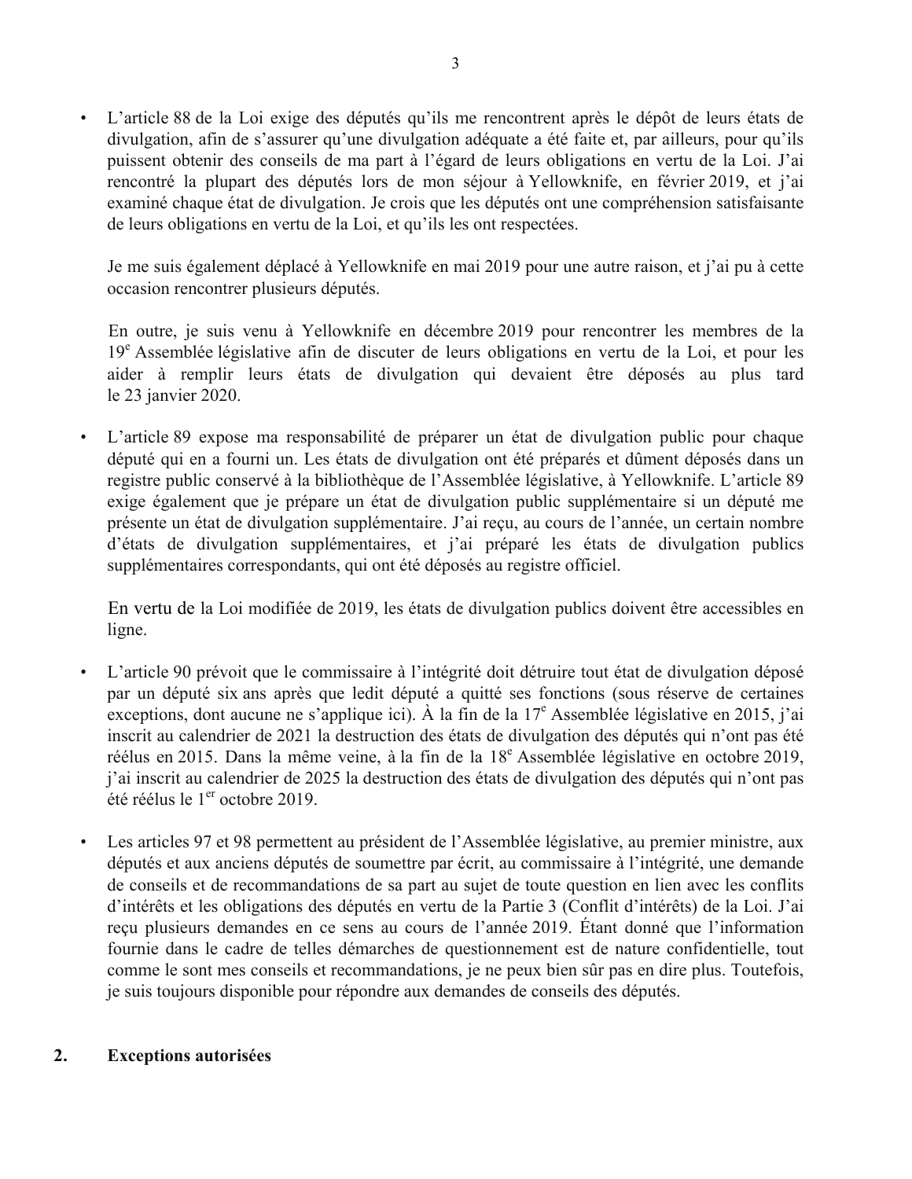- L'article 88 de la Loi exige des députés qu'ils me rencontrent après le dépôt de leurs états de divulgation, afin de s'assurer qu'une divulgation adéquate a été faite et, par ailleurs, pour qu'ils puissent obtenir des conseils de ma part à l'égard de leurs obligations en vertu de la Loi. J'ai rencontré la plupart des députés lors de mon séjour à Yellowknife, en février 2019, et j'ai examiné chaque état de divulgation. Je crois que les députés ont une compréhension satisfaisante de leurs obligations en vertu de la Loi, et qu'ils les ont respectées.

  Je me suis également déplacé à Yellowknife en mai 2019 pour une autre raison, et j'ai pu à cette occasion rencontrer plusieurs députés.

  En outre, je suis venu à Yellowknife en décembre 2019 pour rencontrer les membres de la 19e Assemblée législative afin de discuter de leurs obligations en vertu de la Loi, et pour les aider à remplir leurs états de divulgation qui devaient être déposés au plus tard le 23 janvier 2020.

- L'article 89 expose ma responsabilité de préparer un état de divulgation public pour chaque député qui en a fourni un. Les états de divulgation ont été préparés et dûment déposés dans un registre public conservé à la bibliothèque de l'Assemblée législative, à Yellowknife. L'article 89 exige également que je prépare un état de divulgation public supplémentaire si un député me présente un état de divulgation supplémentaire. J'ai reçu, au cours de l'année, un certain nombre d'états de divulgation supplémentaires, et j'ai préparé les états de divulgation publics supplémentaires correspondants, qui ont été déposés au registre officiel.

  En vertu de la Loi modifiée de 2019, les états de divulgation publics doivent être accessibles en ligne.

- L'article 90 prévoit que le commissaire à l'intégrité doit détruire tout état de divulgation déposé par un député six ans après que ledit député a quitté ses fonctions (sous réserve de certaines exceptions, dont aucune ne s'applique ici). À la fin de la 17e Assemblée législative en 2015, j'ai inscrit au calendrier de 2021 la destruction des états de divulgation des députés qui n'ont pas été réélus en 2015. Dans la même veine, à la fin de la 18e Assemblée législative en octobre 2019, j'ai inscrit au calendrier de 2025 la destruction des états de divulgation des députés qui n'ont pas été réélus le 1er octobre 2019.

- Les articles 97 et 98 permettent au président de l'Assemblée législative, au premier ministre, aux députés et aux anciens députés de soumettre par écrit, au commissaire à l'intégrité, une demande de conseils et de recommandations de sa part au sujet de toute question en lien avec les conflits d'intérêts et les obligations des députés en vertu de la Partie 3 (Conflit d'intérêts) de la Loi. J'ai reçu plusieurs demandes en ce sens au cours de l'année 2019. Étant donné que l'information fournie dans le cadre de telles démarches de questionnement est de nature confidentielle, tout comme le sont mes conseils et recommandations, je ne peux bien sûr pas en dire plus. Toutefois, je suis toujours disponible pour répondre aux demandes de conseils des députés.

## 2. Exceptions autorisées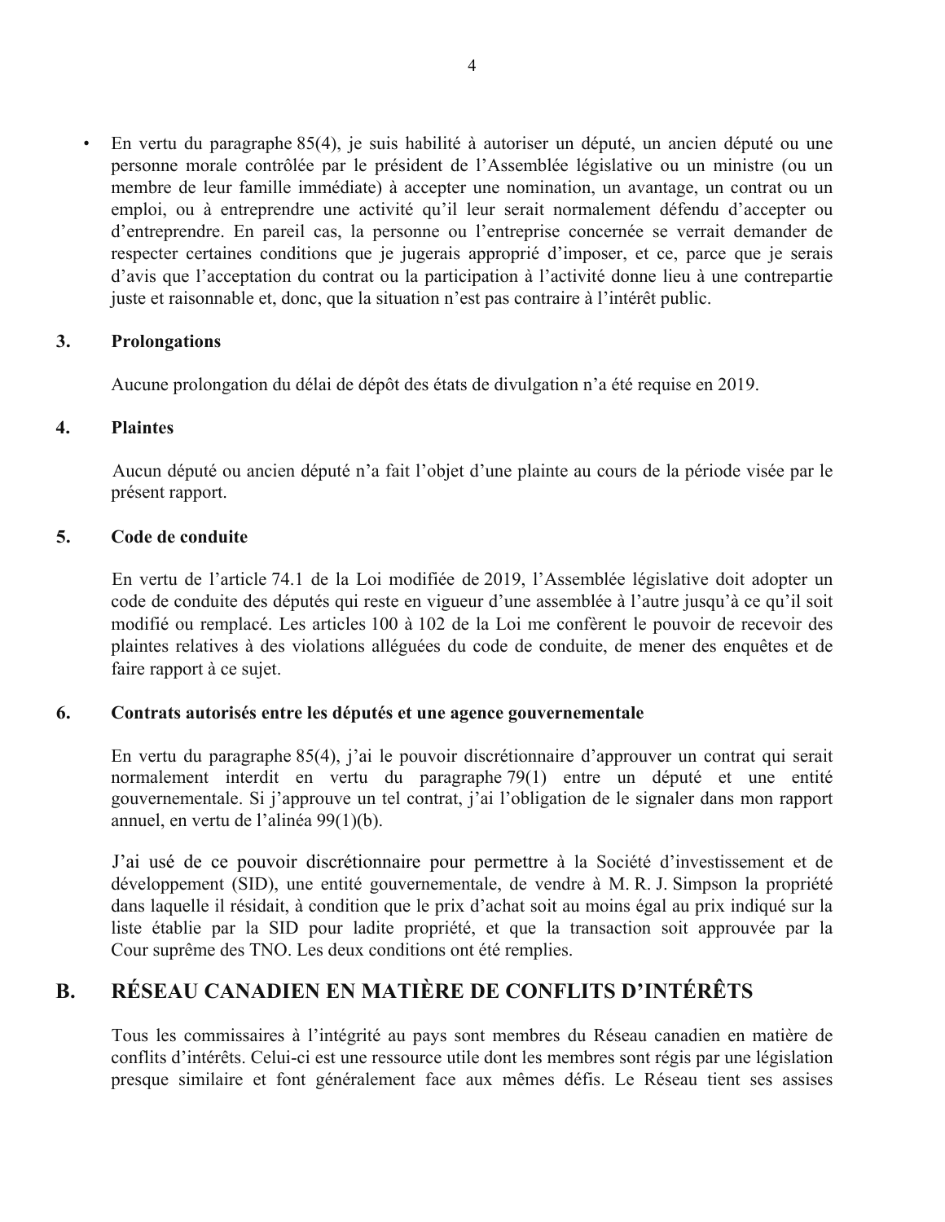- En vertu du paragraphe 85(4), je suis habilité à autoriser un député, un ancien député ou une personne morale contrôlée par le président de l'Assemblée législative ou un ministre (ou un membre de leur famille immédiate) à accepter une nomination, un avantage, un contrat ou un emploi, ou à entreprendre une activité qu'il leur serait normalement défendu d'accepter ou d'entreprendre. En pareil cas, la personne ou l'entreprise concernée se verrait demander de respecter certaines conditions que je jugerais approprié d'imposer, et ce, parce que je serais d'avis que l'acceptation du contrat ou la participation à l'activité donne lieu à une contrepartie juste et raisonnable et, donc, que la situation n'est pas contraire à l'intérêt public.

### 3. Prolongations

Aucune prolongation du délai de dépôt des états de divulgation n'a été requise en 2019.

### 4. Plaintes

Aucun député ou ancien député n'a fait l'objet d'une plainte au cours de la période visée par le présent rapport.

### 5. Code de conduite

En vertu de l'article 74.1 de la Loi modifiée de 2019, l'Assemblée législative doit adopter un code de conduite des députés qui reste en vigueur d'une assemblée à l'autre jusqu'à ce qu'il soit modifié ou remplacé. Les articles 100 à 102 de la Loi me confèrent le pouvoir de recevoir des plaintes relatives à des violations alléguées du code de conduite, de mener des enquêtes et de faire rapport à ce sujet.

### 6. Contrats autorisés entre les députés et une agence gouvernementale

En vertu du paragraphe 85(4), j'ai le pouvoir discrétionnaire d'approuver un contrat qui serait normalement interdit en vertu du paragraphe 79(1) entre un député et une entité gouvernementale. Si j'approuve un tel contrat, j'ai l'obligation de le signaler dans mon rapport annuel, en vertu de l'alinéa 99(1)(b).

J'ai usé de ce pouvoir discrétionnaire pour permettre à la Société d'investissement et de développement (SID), une entité gouvernementale, de vendre à M. R. J. Simpson la propriété dans laquelle il résidait, à condition que le prix d'achat soit au moins égal au prix indiqué sur la liste établie par la SID pour ladite propriété, et que la transaction soit approuvée par la Cour suprême des TNO. Les deux conditions ont été remplies.

## B. RÉSEAU CANADIEN EN MATIÈRE DE CONFLITS D'INTÉRÊTS

Tous les commissaires à l'intégrité au pays sont membres du Réseau canadien en matière de conflits d'intérêts. Celui-ci est une ressource utile dont les membres sont régis par une législation presque similaire et font généralement face aux mêmes défis. Le Réseau tient ses assises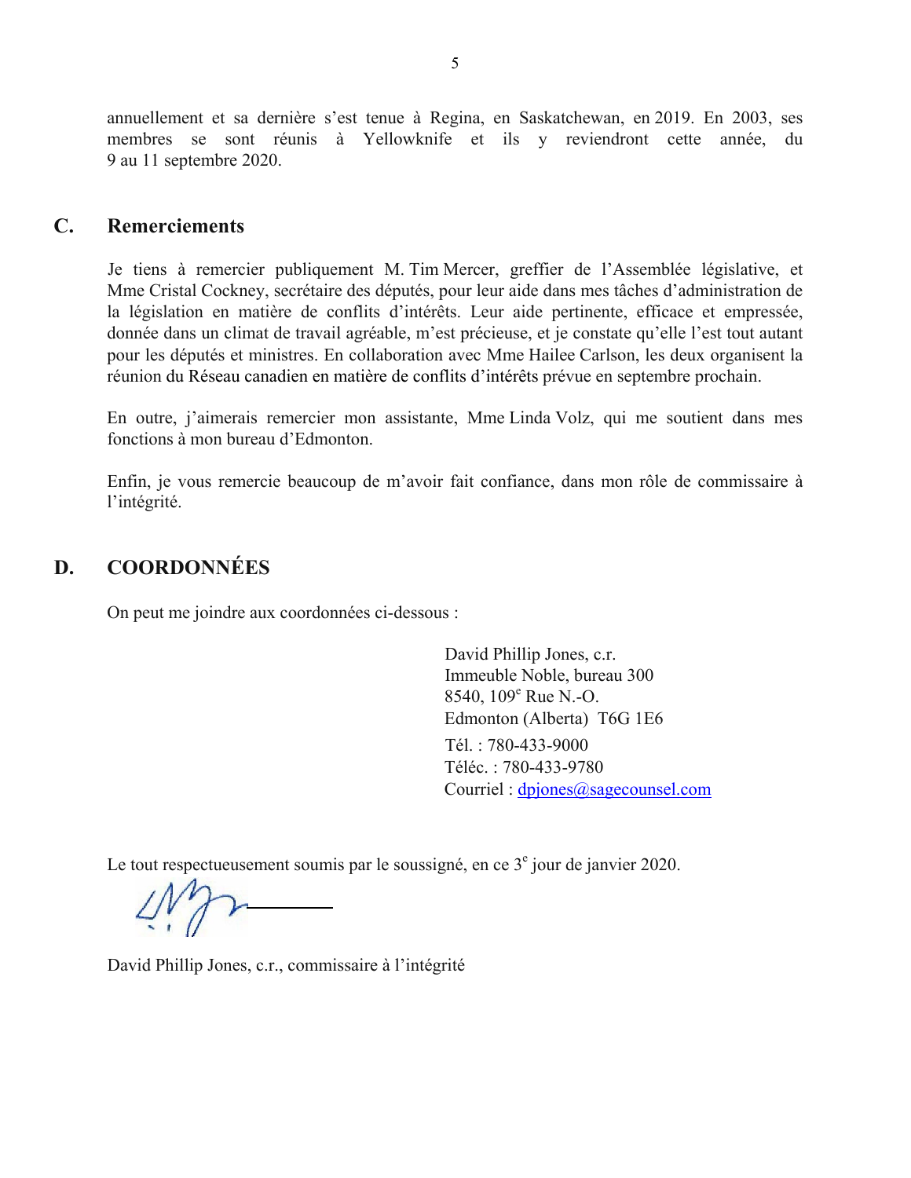annuellement et sa dernière s'est tenue à Regina, en Saskatchewan, en 2019. En 2003, ses membres se sont réunis à Yellowknife et ils y reviendront cette année, du 9 au 11 septembre 2020.

## C. Remerciements

Je tiens à remercier publiquement M. Tim Mercer, greffier de l'Assemblée législative, et Mme Cristal Cockney, secrétaire des députés, pour leur aide dans mes tâches d'administration de la législation en matière de conflits d'intérêts. Leur aide pertinente, efficace et empressée, donnée dans un climat de travail agréable, m'est précieuse, et je constate qu'elle l'est tout autant pour les députés et ministres. En collaboration avec Mme Hailee Carlson, les deux organisent la réunion du Réseau canadien en matière de conflits d'intérêts prévue en septembre prochain.

En outre, j'aimerais remercier mon assistante, Mme Linda Volz, qui me soutient dans mes fonctions à mon bureau d'Edmonton.

Enfin, je vous remercie beaucoup de m'avoir fait confiance, dans mon rôle de commissaire à l'intégrité.

## D. COORDONNÉES

On peut me joindre aux coordonnées ci-dessous :

David Phillip Jones, c.r.
Immeuble Noble, bureau 300
8540, 109e Rue N.-O.
Edmonton (Alberta) T6G 1E6
Tél. : 780-433-9000
Téléc. : 780-433-9780
Courriel : dpjones@sagecounsel.com

Le tout respectueusement soumis par le soussigné, en ce 3e jour de janvier 2020.

David Phillip Jones, c.r., commissaire à l'intégrité